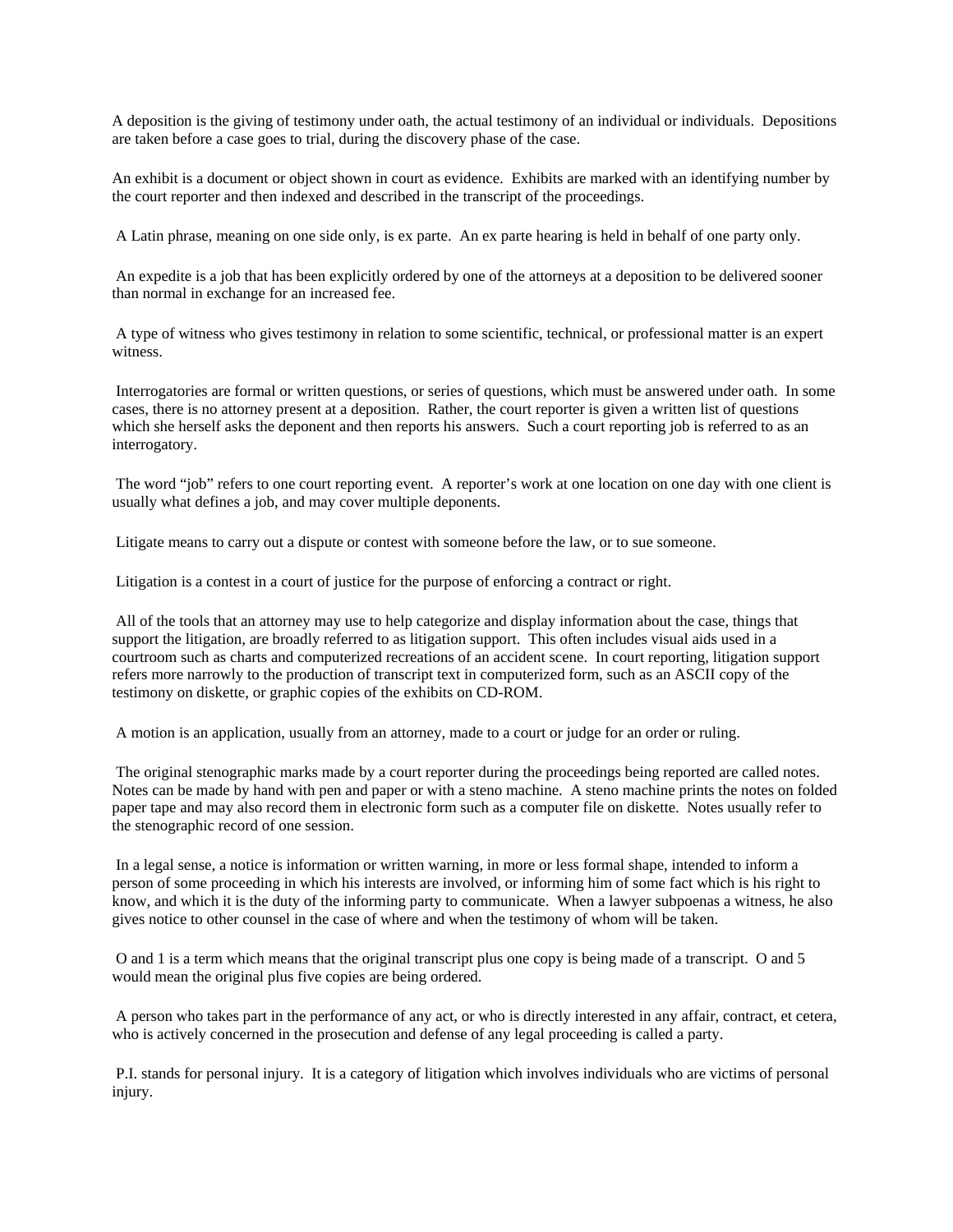A deposition is the giving of testimony under oath, the actual testimony of an individual or individuals.  Depositions are taken before a case goes to trial, during the discovery phase of the case.

An exhibit is a document or object shown in court as evidence.  Exhibits are marked with an identifying number by the court reporter and then indexed and described in the transcript of the proceedings.

A Latin phrase, meaning on one side only, is ex parte.  An ex parte hearing is held in behalf of one party only.

An expedite is a job that has been explicitly ordered by one of the attorneys at a deposition to be delivered sooner than normal in exchange for an increased fee.

A type of witness who gives testimony in relation to some scientific, technical, or professional matter is an expert witness.

Interrogatories are formal or written questions, or series of questions, which must be answered under oath.  In some cases, there is no attorney present at a deposition.  Rather, the court reporter is given a written list of questions which she herself asks the deponent and then reports his answers.  Such a court reporting job is referred to as an interrogatory.

The word "job" refers to one court reporting event.  A reporter's work at one location on one day with one client is usually what defines a job, and may cover multiple deponents.

Litigate means to carry out a dispute or contest with someone before the law, or to sue someone.

Litigation is a contest in a court of justice for the purpose of enforcing a contract or right.

All of the tools that an attorney may use to help categorize and display information about the case, things that support the litigation, are broadly referred to as litigation support.  This often includes visual aids used in a courtroom such as charts and computerized recreations of an accident scene.  In court reporting, litigation support refers more narrowly to the production of transcript text in computerized form, such as an ASCII copy of the testimony on diskette, or graphic copies of the exhibits on CD-ROM.

A motion is an application, usually from an attorney, made to a court or judge for an order or ruling.

The original stenographic marks made by a court reporter during the proceedings being reported are called notes.  Notes can be made by hand with pen and paper or with a steno machine.  A steno machine prints the notes on folded paper tape and may also record them in electronic form such as a computer file on diskette.  Notes usually refer to the stenographic record of one session.

In a legal sense, a notice is information or written warning, in more or less formal shape, intended to inform a person of some proceeding in which his interests are involved, or informing him of some fact which is his right to know, and which it is the duty of the informing party to communicate.  When a lawyer subpoenas a witness, he also gives notice to other counsel in the case of where and when the testimony of whom will be taken.

O and 1 is a term which means that the original transcript plus one copy is being made of a transcript.  O and 5 would mean the original plus five copies are being ordered.

A person who takes part in the performance of any act, or who is directly interested in any affair, contract, et cetera, who is actively concerned in the prosecution and defense of any legal proceeding is called a party.

P.I. stands for personal injury.  It is a category of litigation which involves individuals who are victims of personal injury.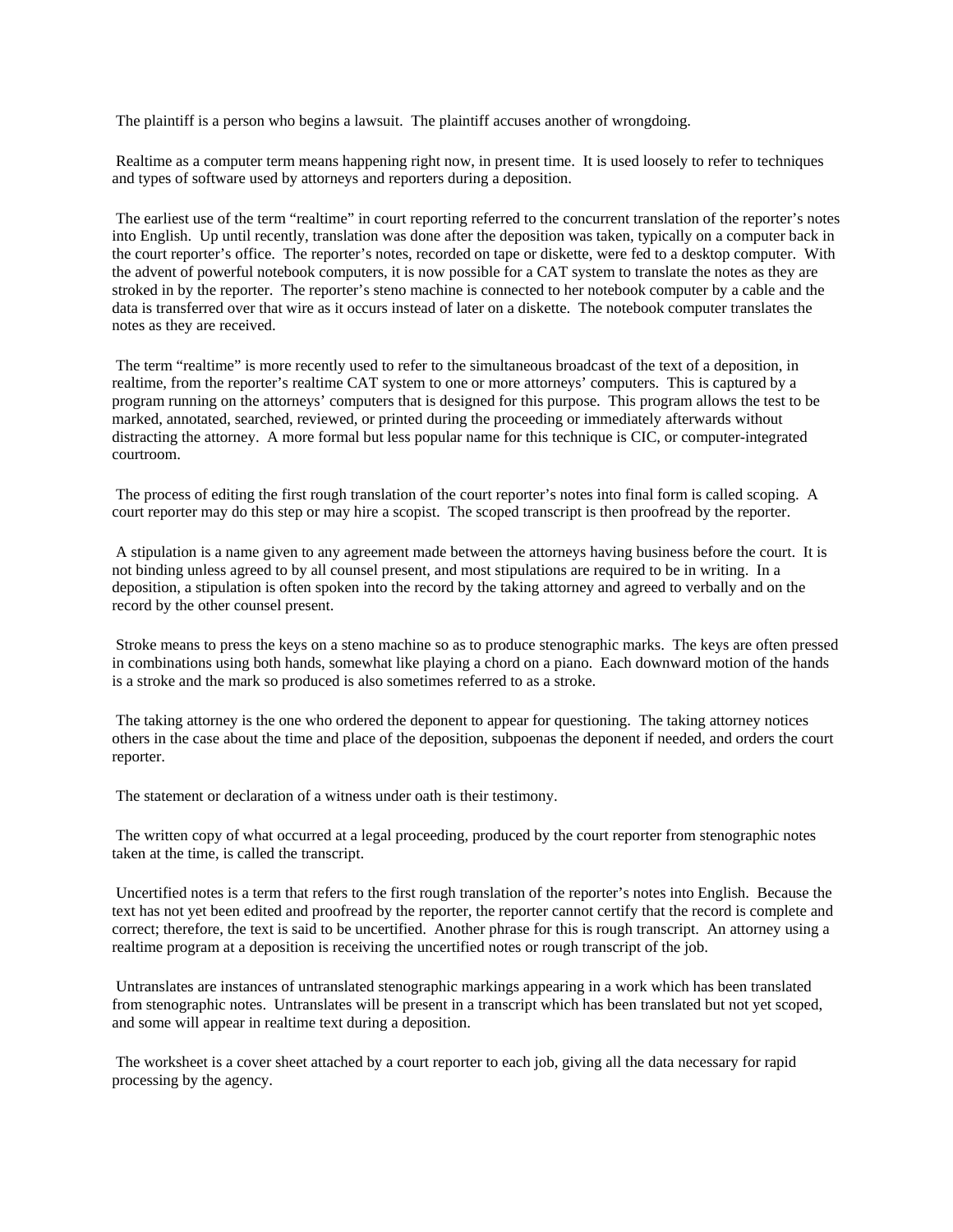The plaintiff is a person who begins a lawsuit. The plaintiff accuses another of wrongdoing.

Realtime as a computer term means happening right now, in present time. It is used loosely to refer to techniques and types of software used by attorneys and reporters during a deposition.

The earliest use of the term "realtime" in court reporting referred to the concurrent translation of the reporter's notes into English. Up until recently, translation was done after the deposition was taken, typically on a computer back in the court reporter's office. The reporter's notes, recorded on tape or diskette, were fed to a desktop computer. With the advent of powerful notebook computers, it is now possible for a CAT system to translate the notes as they are stroked in by the reporter. The reporter's steno machine is connected to her notebook computer by a cable and the data is transferred over that wire as it occurs instead of later on a diskette. The notebook computer translates the notes as they are received.

The term "realtime" is more recently used to refer to the simultaneous broadcast of the text of a deposition, in realtime, from the reporter's realtime CAT system to one or more attorneys' computers. This is captured by a program running on the attorneys' computers that is designed for this purpose. This program allows the test to be marked, annotated, searched, reviewed, or printed during the proceeding or immediately afterwards without distracting the attorney. A more formal but less popular name for this technique is CIC, or computer-integrated courtroom.

The process of editing the first rough translation of the court reporter's notes into final form is called scoping. A court reporter may do this step or may hire a scopist. The scoped transcript is then proofread by the reporter.

A stipulation is a name given to any agreement made between the attorneys having business before the court. It is not binding unless agreed to by all counsel present, and most stipulations are required to be in writing. In a deposition, a stipulation is often spoken into the record by the taking attorney and agreed to verbally and on the record by the other counsel present.

Stroke means to press the keys on a steno machine so as to produce stenographic marks. The keys are often pressed in combinations using both hands, somewhat like playing a chord on a piano. Each downward motion of the hands is a stroke and the mark so produced is also sometimes referred to as a stroke.

The taking attorney is the one who ordered the deponent to appear for questioning. The taking attorney notices others in the case about the time and place of the deposition, subpoenas the deponent if needed, and orders the court reporter.

The statement or declaration of a witness under oath is their testimony.

The written copy of what occurred at a legal proceeding, produced by the court reporter from stenographic notes taken at the time, is called the transcript.

Uncertified notes is a term that refers to the first rough translation of the reporter's notes into English. Because the text has not yet been edited and proofread by the reporter, the reporter cannot certify that the record is complete and correct; therefore, the text is said to be uncertified. Another phrase for this is rough transcript. An attorney using a realtime program at a deposition is receiving the uncertified notes or rough transcript of the job.

Untranslates are instances of untranslated stenographic markings appearing in a work which has been translated from stenographic notes. Untranslates will be present in a transcript which has been translated but not yet scoped, and some will appear in realtime text during a deposition.

The worksheet is a cover sheet attached by a court reporter to each job, giving all the data necessary for rapid processing by the agency.